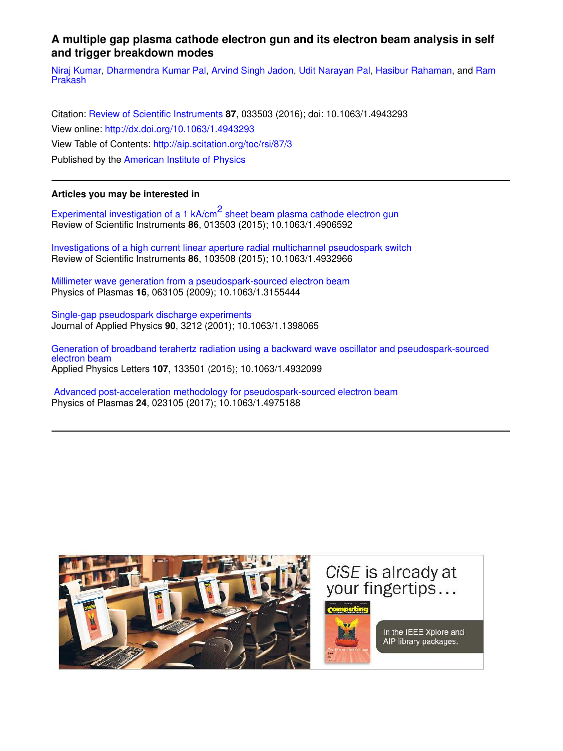# A multiple gap plasma cathode electron gun and its electron beam analysis in self and trigger breakdown modes

Niraj Kumar, Dharmendra Kumar Pal, Arvind Singh Jadon, Udit Narayan Pal, Hasibur Rahaman, and Ram Prakash

Citation: Review of Scientific Instruments **87**, 033503 (2016); doi: 10.1063/1.4943293

View online: http://dx.doi.org/10.1063/1.4943293

View Table of Contents: http://aip.scitation.org/toc/rsi/87/3

Published by the American Institute of Physics

---

**Articles you may be interested in**

Experimental investigation of a 1 kA/cm$^2$ sheet beam plasma cathode electron gun
Review of Scientific Instruments **86**, 013503 (2015); 10.1063/1.4906592

Investigations of a high current linear aperture radial multichannel pseudospark switch
Review of Scientific Instruments **86**, 103508 (2015); 10.1063/1.4932966

Millimeter wave generation from a pseudospark-sourced electron beam
Physics of Plasmas **16**, 063105 (2009); 10.1063/1.3155444

Single-gap pseudospark discharge experiments
Journal of Applied Physics **90**, 3212 (2001); 10.1063/1.1398065

Generation of broadband terahertz radiation using a backward wave oscillator and pseudospark-sourced electron beam
Applied Physics Letters **107**, 133501 (2015); 10.1063/1.4932099

Advanced post-acceleration methodology for pseudospark-sourced electron beam
Physics of Plasmas **24**, 023105 (2017); 10.1063/1.4975188

---

*CiSE* is already at your fingertips…

In the IEEE Xplore and AIP library packages.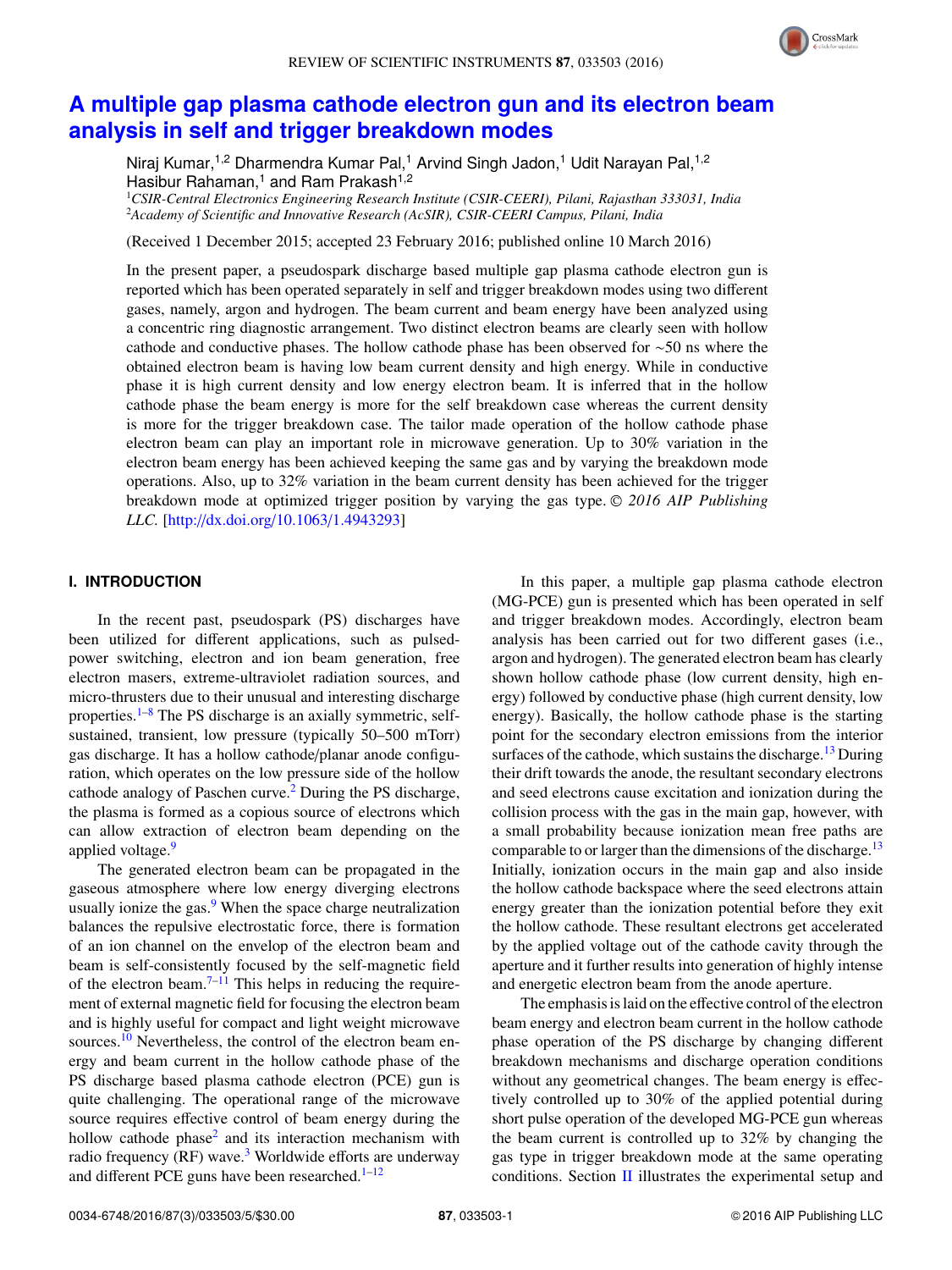# A multiple gap plasma cathode electron gun and its electron beam analysis in self and trigger breakdown modes

Niraj Kumar,[1,2] Dharmendra Kumar Pal,[1] Arvind Singh Jadon,[1] Udit Narayan Pal,[1,2] Hasibur Rahaman,[1] and Ram Prakash[1,2]

[1]*CSIR-Central Electronics Engineering Research Institute (CSIR-CEERI), Pilani, Rajasthan 333031, India*
[2]*Academy of Scientific and Innovative Research (AcSIR), CSIR-CEERI Campus, Pilani, India*

(Received 1 December 2015; accepted 23 February 2016; published online 10 March 2016)

In the present paper, a pseudospark discharge based multiple gap plasma cathode electron gun is reported which has been operated separately in self and trigger breakdown modes using two different gases, namely, argon and hydrogen. The beam current and beam energy have been analyzed using a concentric ring diagnostic arrangement. Two distinct electron beams are clearly seen with hollow cathode and conductive phases. The hollow cathode phase has been observed for ~50 ns where the obtained electron beam is having low beam current density and high energy. While in conductive phase it is high current density and low energy electron beam. It is inferred that in the hollow cathode phase the beam energy is more for the self breakdown case whereas the current density is more for the trigger breakdown case. The tailor made operation of the hollow cathode phase electron beam can play an important role in microwave generation. Up to 30% variation in the electron beam energy has been achieved keeping the same gas and by varying the breakdown mode operations. Also, up to 32% variation in the beam current density has been achieved for the trigger breakdown mode at optimized trigger position by varying the gas type. © *2016 AIP Publishing LLC.* [http://dx.doi.org/10.1063/1.4943293]

## I. INTRODUCTION

In the recent past, pseudospark (PS) discharges have been utilized for different applications, such as pulsed-power switching, electron and ion beam generation, free electron masers, extreme-ultraviolet radiation sources, and micro-thrusters due to their unusual and interesting discharge properties.[1–8] The PS discharge is an axially symmetric, self-sustained, transient, low pressure (typically 50–500 mTorr) gas discharge. It has a hollow cathode/planar anode configuration, which operates on the low pressure side of the hollow cathode analogy of Paschen curve.[2] During the PS discharge, the plasma is formed as a copious source of electrons which can allow extraction of electron beam depending on the applied voltage.[9]

The generated electron beam can be propagated in the gaseous atmosphere where low energy diverging electrons usually ionize the gas.[9] When the space charge neutralization balances the repulsive electrostatic force, there is formation of an ion channel on the envelop of the electron beam and beam is self-consistently focused by the self-magnetic field of the electron beam.[7–11] This helps in reducing the requirement of external magnetic field for focusing the electron beam and is highly useful for compact and light weight microwave sources.[10] Nevertheless, the control of the electron beam energy and beam current in the hollow cathode phase of the PS discharge based plasma cathode electron (PCE) gun is quite challenging. The operational range of the microwave source requires effective control of beam energy during the hollow cathode phase[2] and its interaction mechanism with radio frequency (RF) wave.[3] Worldwide efforts are underway and different PCE guns have been researched.[1–12]

In this paper, a multiple gap plasma cathode electron (MG-PCE) gun is presented which has been operated in self and trigger breakdown modes. Accordingly, electron beam analysis has been carried out for two different gases (i.e., argon and hydrogen). The generated electron beam has clearly shown hollow cathode phase (low current density, high energy) followed by conductive phase (high current density, low energy). Basically, the hollow cathode phase is the starting point for the secondary electron emissions from the interior surfaces of the cathode, which sustains the discharge.[13] During their drift towards the anode, the resultant secondary electrons and seed electrons cause excitation and ionization during the collision process with the gas in the main gap, however, with a small probability because ionization mean free paths are comparable to or larger than the dimensions of the discharge.[13] Initially, ionization occurs in the main gap and also inside the hollow cathode backspace where the seed electrons attain energy greater than the ionization potential before they exit the hollow cathode. These resultant electrons get accelerated by the applied voltage out of the cathode cavity through the aperture and it further results into generation of highly intense and energetic electron beam from the anode aperture.

The emphasis is laid on the effective control of the electron beam energy and electron beam current in the hollow cathode phase operation of the PS discharge by changing different breakdown mechanisms and discharge operation conditions without any geometrical changes. The beam energy is effectively controlled up to 30% of the applied potential during short pulse operation of the developed MG-PCE gun whereas the beam current is controlled up to 32% by changing the gas type in trigger breakdown mode at the same operating conditions. Section II illustrates the experimental setup and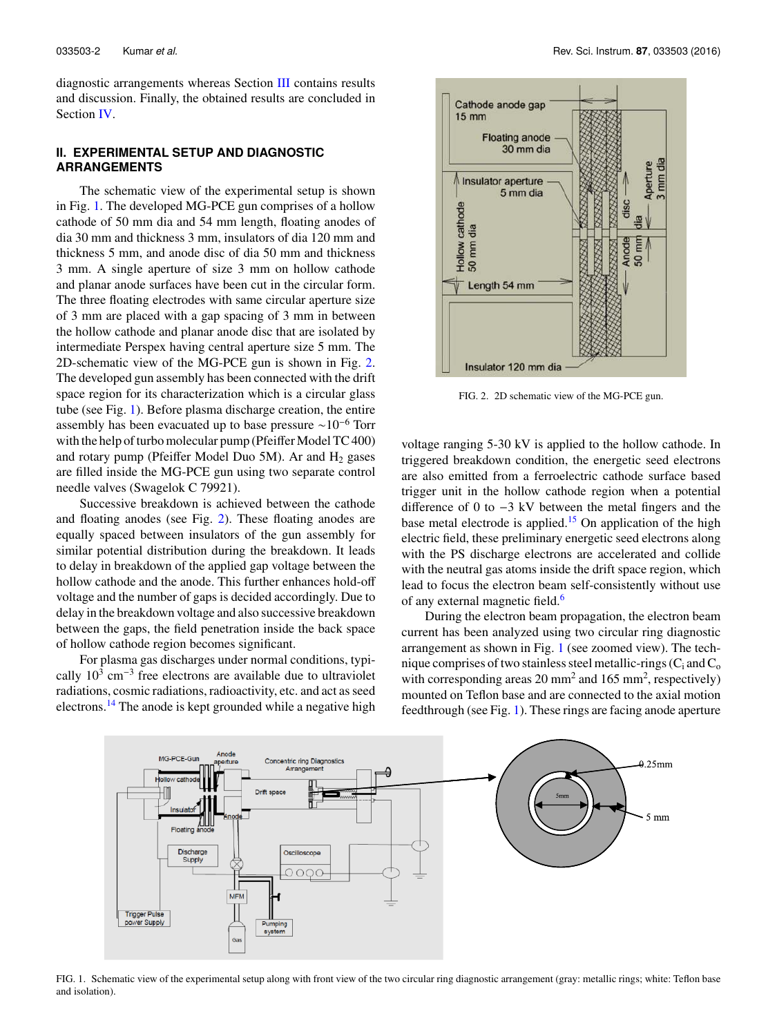diagnostic arrangements whereas Section III contains results and discussion. Finally, the obtained results are concluded in Section IV.

## II. EXPERIMENTAL SETUP AND DIAGNOSTIC ARRANGEMENTS

The schematic view of the experimental setup is shown in Fig. 1. The developed MG-PCE gun comprises of a hollow cathode of 50 mm dia and 54 mm length, floating anodes of dia 30 mm and thickness 3 mm, insulators of dia 120 mm and thickness 5 mm, and anode disc of dia 50 mm and thickness 3 mm. A single aperture of size 3 mm on hollow cathode and planar anode surfaces have been cut in the circular form. The three floating electrodes with same circular aperture size of 3 mm are placed with a gap spacing of 3 mm in between the hollow cathode and planar anode disc that are isolated by intermediate Perspex having central aperture size 5 mm. The 2D-schematic view of the MG-PCE gun is shown in Fig. 2. The developed gun assembly has been connected with the drift space region for its characterization which is a circular glass tube (see Fig. 1). Before plasma discharge creation, the entire assembly has been evacuated up to base pressure ~$10^{-6}$ Torr with the help of turbo molecular pump (Pfeiffer Model TC 400) and rotary pump (Pfeiffer Model Duo 5M). Ar and $H_2$ gases are filled inside the MG-PCE gun using two separate control needle valves (Swagelok C 79921).

Successive breakdown is achieved between the cathode and floating anodes (see Fig. 2). These floating anodes are equally spaced between insulators of the gun assembly for similar potential distribution during the breakdown. It leads to delay in breakdown of the applied gap voltage between the hollow cathode and the anode. This further enhances hold-off voltage and the number of gaps is decided accordingly. Due to delay in the breakdown voltage and also successive breakdown between the gaps, the field penetration inside the back space of hollow cathode region becomes significant.

For plasma gas discharges under normal conditions, typically $10^3$ $cm^{-3}$ free electrons are available due to ultraviolet radiations, cosmic radiations, radioactivity, etc. and act as seed electrons.[14] The anode is kept grounded while a negative high voltage ranging 5-30 kV is applied to the hollow cathode. In triggered breakdown condition, the energetic seed electrons are also emitted from a ferroelectric cathode surface based trigger unit in the hollow cathode region when a potential difference of 0 to −3 kV between the metal fingers and the base metal electrode is applied.[15] On application of the high electric field, these preliminary energetic seed electrons along with the PS discharge electrons are accelerated and collide with the neutral gas atoms inside the drift space region, which lead to focus the electron beam self-consistently without use of any external magnetic field.[6]

During the electron beam propagation, the electron beam current has been analyzed using two circular ring diagnostic arrangement as shown in Fig. 1 (see zoomed view). The technique comprises of two stainless steel metallic-rings ($C_i$ and $C_o$ with corresponding areas 20 $mm^2$ and 165 $mm^2$, respectively) mounted on Teflon base and are connected to the axial motion feedthrough (see Fig. 1). These rings are facing anode aperture

FIG. 2. 2D schematic view of the MG-PCE gun.

FIG. 1. Schematic view of the experimental setup along with front view of the two circular ring diagnostic arrangement (gray: metallic rings; white: Teflon base and isolation).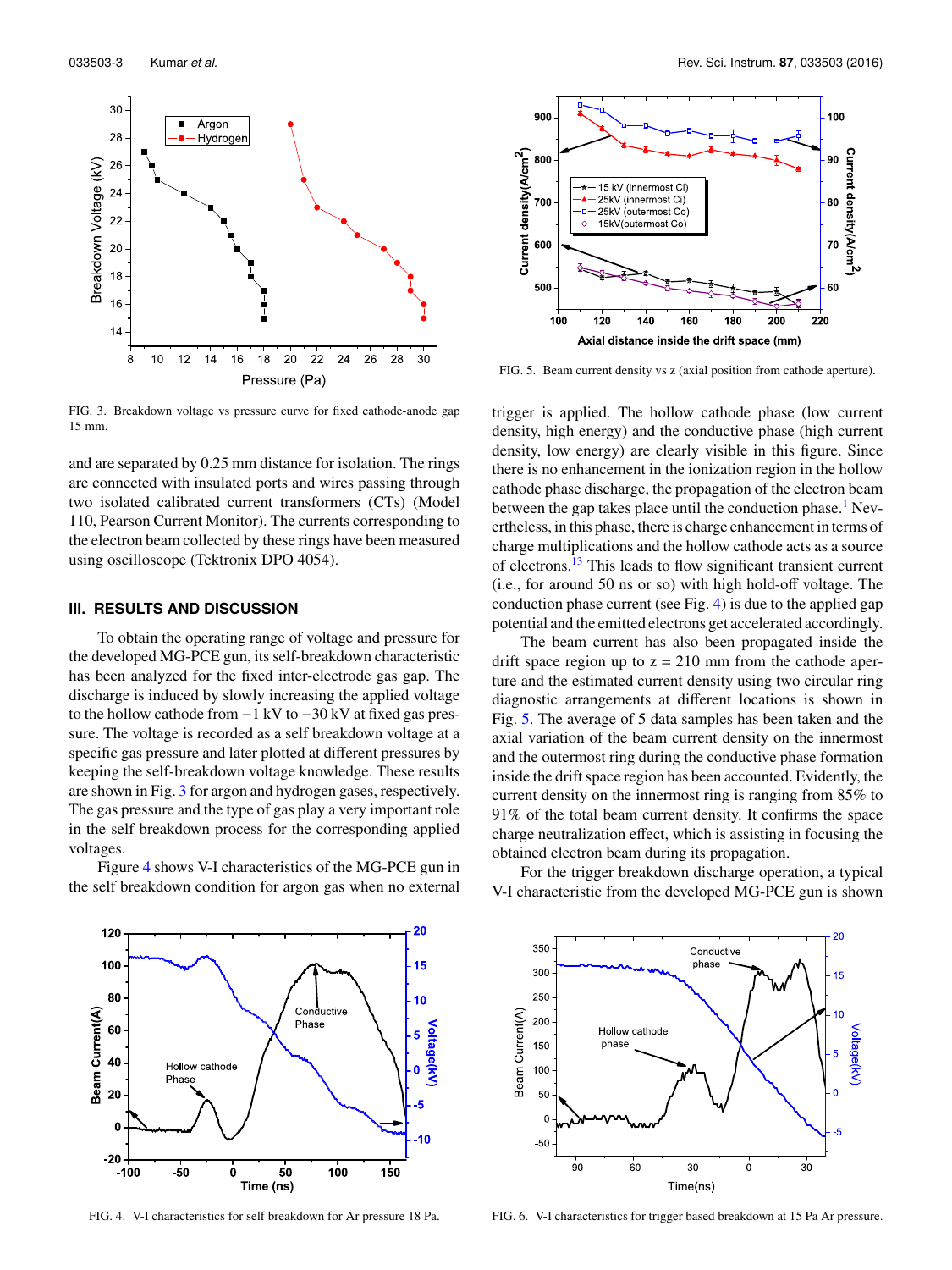FIG. 3. Breakdown voltage vs pressure curve for fixed cathode-anode gap 15 mm.

and are separated by 0.25 mm distance for isolation. The rings are connected with insulated ports and wires passing through two isolated calibrated current transformers (CTs) (Model 110, Pearson Current Monitor). The currents corresponding to the electron beam collected by these rings have been measured using oscilloscope (Tektronix DPO 4054).

## III. RESULTS AND DISCUSSION

To obtain the operating range of voltage and pressure for the developed MG-PCE gun, its self-breakdown characteristic has been analyzed for the fixed inter-electrode gas gap. The discharge is induced by slowly increasing the applied voltage to the hollow cathode from −1 kV to −30 kV at fixed gas pressure. The voltage is recorded as a self breakdown voltage at a specific gas pressure and later plotted at different pressures by keeping the self-breakdown voltage knowledge. These results are shown in Fig. 3 for argon and hydrogen gases, respectively. The gas pressure and the type of gas play a very important role in the self breakdown process for the corresponding applied voltages.

Figure 4 shows V-I characteristics of the MG-PCE gun in the self breakdown condition for argon gas when no external trigger is applied. The hollow cathode phase (low current density, high energy) and the conductive phase (high current density, low energy) are clearly visible in this figure. Since there is no enhancement in the ionization region in the hollow cathode phase discharge, the propagation of the electron beam between the gap takes place until the conduction phase.[1] Nevertheless, in this phase, there is charge enhancement in terms of charge multiplications and the hollow cathode acts as a source of electrons.[13] This leads to flow significant transient current (i.e., for around 50 ns or so) with high hold-off voltage. The conduction phase current (see Fig. 4) is due to the applied gap potential and the emitted electrons get accelerated accordingly.

FIG. 5. Beam current density vs z (axial position from cathode aperture).

The beam current has also been propagated inside the drift space region up to z = 210 mm from the cathode aperture and the estimated current density using two circular ring diagnostic arrangements at different locations is shown in Fig. 5. The average of 5 data samples has been taken and the axial variation of the beam current density on the innermost and the outermost ring during the conductive phase formation inside the drift space region has been accounted. Evidently, the current density on the innermost ring is ranging from 85% to 91% of the total beam current density. It confirms the space charge neutralization effect, which is assisting in focusing the obtained electron beam during its propagation.

For the trigger breakdown discharge operation, a typical V-I characteristic from the developed MG-PCE gun is shown

FIG. 4. V-I characteristics for self breakdown for Ar pressure 18 Pa.

FIG. 6. V-I characteristics for trigger based breakdown at 15 Pa Ar pressure.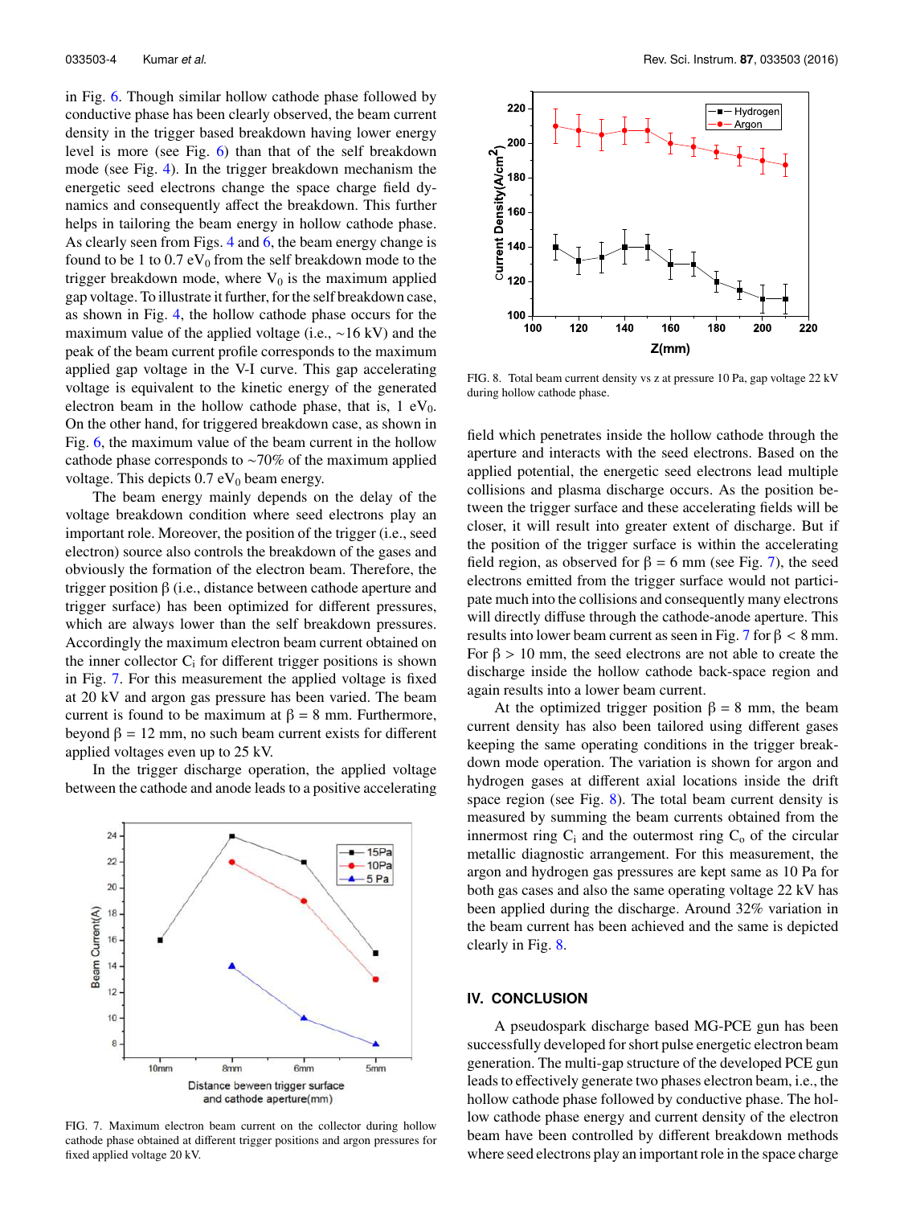in Fig. 6. Though similar hollow cathode phase followed by conductive phase has been clearly observed, the beam current density in the trigger based breakdown having lower energy level is more (see Fig. 6) than that of the self breakdown mode (see Fig. 4). In the trigger breakdown mechanism the energetic seed electrons change the space charge field dynamics and consequently affect the breakdown. This further helps in tailoring the beam energy in hollow cathode phase. As clearly seen from Figs. 4 and 6, the beam energy change is found to be 1 to 0.7 $eV_0$ from the self breakdown mode to the trigger breakdown mode, where $V_0$ is the maximum applied gap voltage. To illustrate it further, for the self breakdown case, as shown in Fig. 4, the hollow cathode phase occurs for the maximum value of the applied voltage (i.e., ∼16 kV) and the peak of the beam current profile corresponds to the maximum applied gap voltage in the V-I curve. This gap accelerating voltage is equivalent to the kinetic energy of the generated electron beam in the hollow cathode phase, that is, 1 $eV_0$. On the other hand, for triggered breakdown case, as shown in Fig. 6, the maximum value of the beam current in the hollow cathode phase corresponds to ∼70% of the maximum applied voltage. This depicts 0.7 $eV_0$ beam energy.

The beam energy mainly depends on the delay of the voltage breakdown condition where seed electrons play an important role. Moreover, the position of the trigger (i.e., seed electron) source also controls the breakdown of the gases and obviously the formation of the electron beam. Therefore, the trigger position β (i.e., distance between cathode aperture and trigger surface) has been optimized for different pressures, which are always lower than the self breakdown pressures. Accordingly the maximum electron beam current obtained on the inner collector $C_i$ for different trigger positions is shown in Fig. 7. For this measurement the applied voltage is fixed at 20 kV and argon gas pressure has been varied. The beam current is found to be maximum at β = 8 mm. Furthermore, beyond β = 12 mm, no such beam current exists for different applied voltages even up to 25 kV.

In the trigger discharge operation, the applied voltage between the cathode and anode leads to a positive accelerating

FIG. 7. Maximum electron beam current on the collector during hollow cathode phase obtained at different trigger positions and argon pressures for fixed applied voltage 20 kV.

FIG. 8. Total beam current density vs z at pressure 10 Pa, gap voltage 22 kV during hollow cathode phase.

field which penetrates inside the hollow cathode through the aperture and interacts with the seed electrons. Based on the applied potential, the energetic seed electrons lead multiple collisions and plasma discharge occurs. As the position between the trigger surface and these accelerating fields will be closer, it will result into greater extent of discharge. But if the position of the trigger surface is within the accelerating field region, as observed for β = 6 mm (see Fig. 7), the seed electrons emitted from the trigger surface would not participate much into the collisions and consequently many electrons will directly diffuse through the cathode-anode aperture. This results into lower beam current as seen in Fig. 7 for β < 8 mm. For β > 10 mm, the seed electrons are not able to create the discharge inside the hollow cathode back-space region and again results into a lower beam current.

At the optimized trigger position β = 8 mm, the beam current density has also been tailored using different gases keeping the same operating conditions in the trigger breakdown mode operation. The variation is shown for argon and hydrogen gases at different axial locations inside the drift space region (see Fig. 8). The total beam current density is measured by summing the beam currents obtained from the innermost ring $C_i$ and the outermost ring $C_o$ of the circular metallic diagnostic arrangement. For this measurement, the argon and hydrogen gas pressures are kept same as 10 Pa for both gas cases and also the same operating voltage 22 kV has been applied during the discharge. Around 32% variation in the beam current has been achieved and the same is depicted clearly in Fig. 8.

## IV. CONCLUSION

A pseudospark discharge based MG-PCE gun has been successfully developed for short pulse energetic electron beam generation. The multi-gap structure of the developed PCE gun leads to effectively generate two phases electron beam, i.e., the hollow cathode phase followed by conductive phase. The hollow cathode phase energy and current density of the electron beam have been controlled by different breakdown methods where seed electrons play an important role in the space charge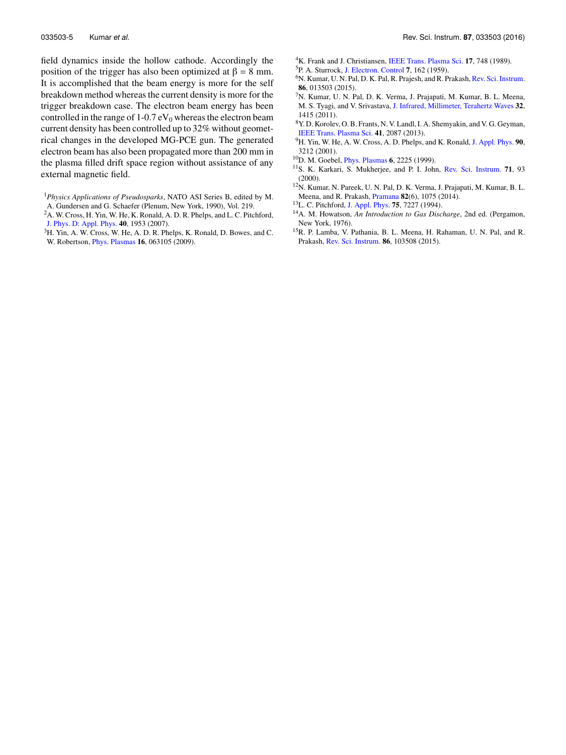field dynamics inside the hollow cathode. Accordingly the position of the trigger has also been optimized at $\beta = 8$ mm. It is accomplished that the beam energy is more for the self breakdown method whereas the current density is more for the trigger breakdown case. The electron beam energy has been controlled in the range of 1-0.7 $eV_0$ whereas the electron beam current density has been controlled up to 32% without geometrical changes in the developed MG-PCE gun. The generated electron beam has also been propagated more than 200 mm in the plasma filled drift space region without assistance of any external magnetic field.

[1] *Physics Applications of Pseudosparks*, NATO ASI Series B, edited by M. A. Gundersen and G. Schaefer (Plenum, New York, 1990), Vol. 219.

[2] A. W. Cross, H. Yin, W. He, K. Ronald, A. D. R. Phelps, and L. C. Pitchford, J. Phys. D: Appl. Phys. **40**, 1953 (2007).

[3] H. Yin, A. W. Cross, W. He, A. D. R. Phelps, K. Ronald, D. Bowes, and C. W. Robertson, Phys. Plasmas **16**, 063105 (2009).

[4] K. Frank and J. Christiansen, IEEE Trans. Plasma Sci. **17**, 748 (1989).

[5] P. A. Sturrock, J. Electron. Control **7**, 162 (1959).

[6] N. Kumar, U. N. Pal, D. K. Pal, R. Prajesh, and R. Prakash, Rev. Sci. Instrum. **86**, 013503 (2015).

[7] N. Kumar, U. N. Pal, D. K. Verma, J. Prajapati, M. Kumar, B. L. Meena, M. S. Tyagi, and V. Srivastava, J. Infrared, Millimeter, Terahertz Waves **32**, 1415 (2011).

[8] Y. D. Korolev, O. B. Frants, N. V. Landl, I. A. Shemyakin, and V. G. Geyman, IEEE Trans. Plasma Sci. **41**, 2087 (2013).

[9] H. Yin, W. He, A. W. Cross, A. D. Phelps, and K. Ronald, J. Appl. Phys. **90**, 3212 (2001).

[10] D. M. Goebel, Phys. Plasmas **6**, 2225 (1999).

[11] S. K. Karkari, S. Mukherjee, and P. I. John, Rev. Sci. Instrum. **71**, 93 (2000).

[12] N. Kumar, N. Pareek, U. N. Pal, D. K. Verma, J. Prajapati, M. Kumar, B. L. Meena, and R. Prakash, Pramana **82**(6), 1075 (2014).

[13] L. C. Pitchford, J. Appl. Phys. **75**, 7227 (1994).

[14] A. M. Howatson, *An Introduction to Gas Discharge*, 2nd ed. (Pergamon, New York, 1976).

[15] R. P. Lamba, V. Pathania, B. L. Meena, H. Rahaman, U. N. Pal, and R. Prakash, Rev. Sci. Instrum. **86**, 103508 (2015).